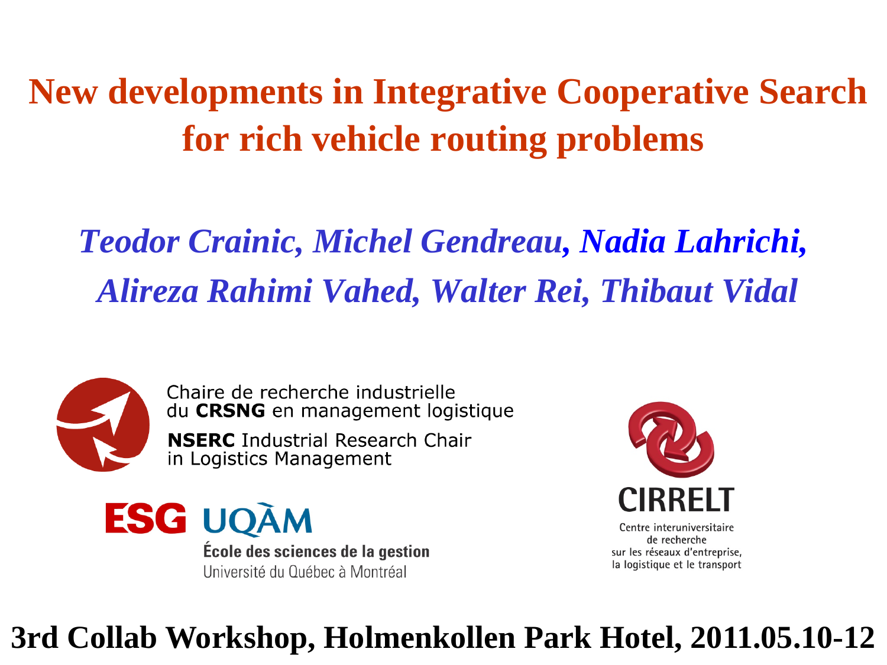# New developments in Integrative Cooperative Search for rich vehicle routing problems

*Teodor Crainic, Michel Gendreau, Nadia Lahrichi, Alireza Rahimi Vahed, Walter Rei, Thibaut Vidal*

Chaire de recherche industrielle du **CRSNG** en management logistique

**NSERC** Industrial Research Chair in Logistics Management

ESG UQÀM

École des sciences de la gestion
Université du Québec à Montréal

CIRRELT

Centre interuniversitaire de recherche sur les réseaux d'entreprise, la logistique et le transport

**3rd Collab Workshop, Holmenkollen Park Hotel, 2011.05.10-12**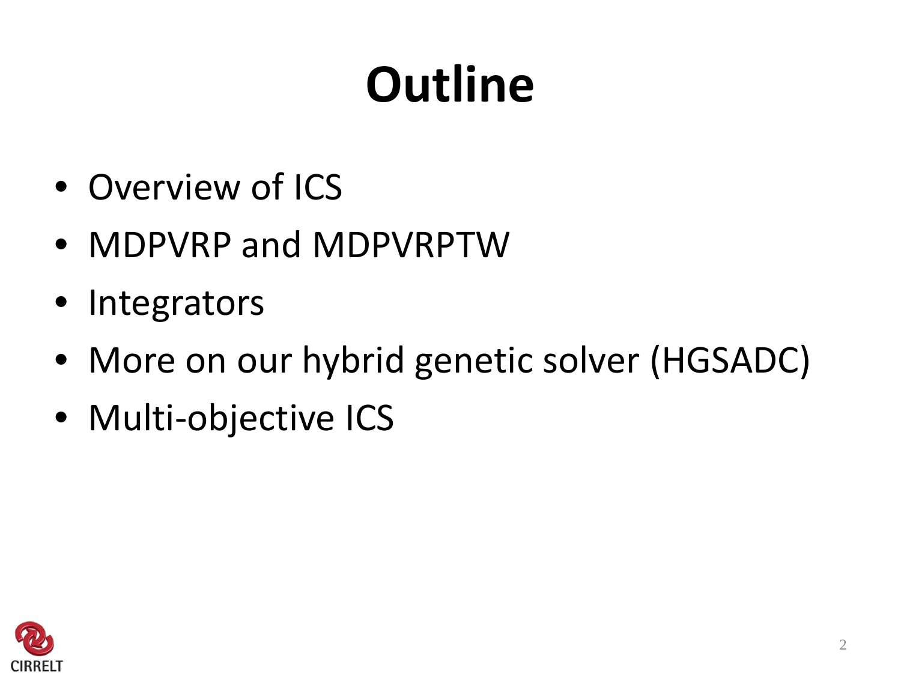# Outline

- Overview of ICS
- MDPVRP and MDPVRPTW
- Integrators
- More on our hybrid genetic solver (HGSADC)
- Multi-objective ICS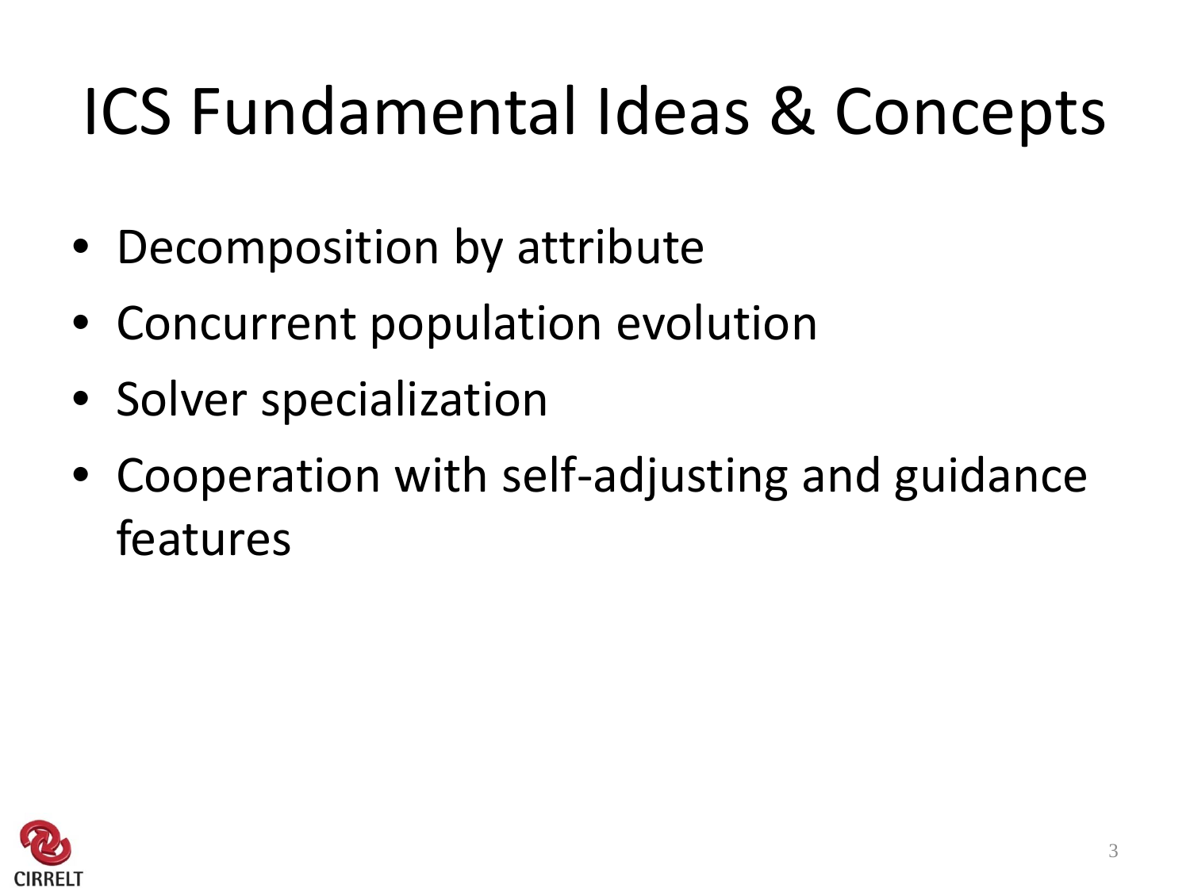# ICS Fundamental Ideas & Concepts

- Decomposition by attribute
- Concurrent population evolution
- Solver specialization
- Cooperation with self-adjusting and guidance features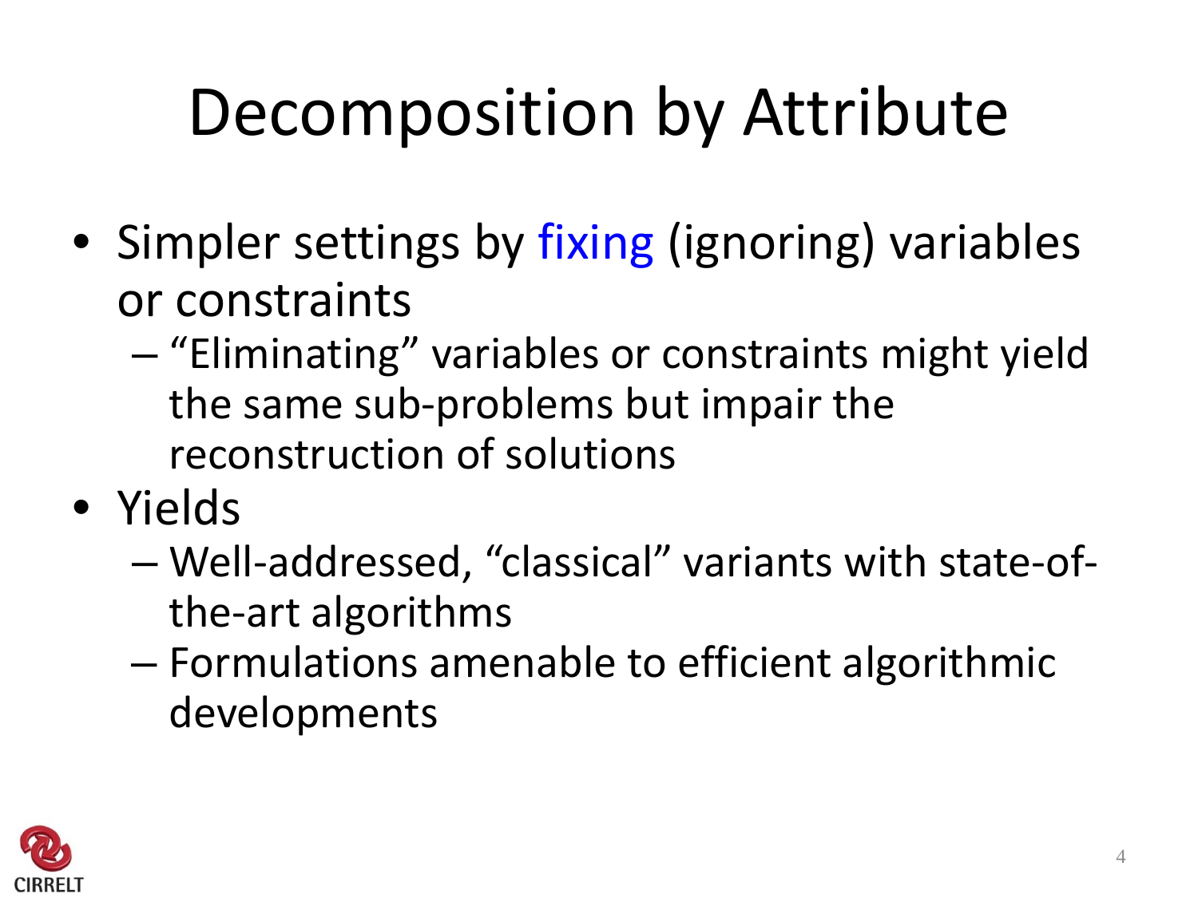# Decomposition by Attribute

- Simpler settings by fixing (ignoring) variables or constraints
  - "Eliminating" variables or constraints might yield the same sub-problems but impair the reconstruction of solutions
- Yields
  - Well-addressed, "classical" variants with state-of-the-art algorithms
  - Formulations amenable to efficient algorithmic developments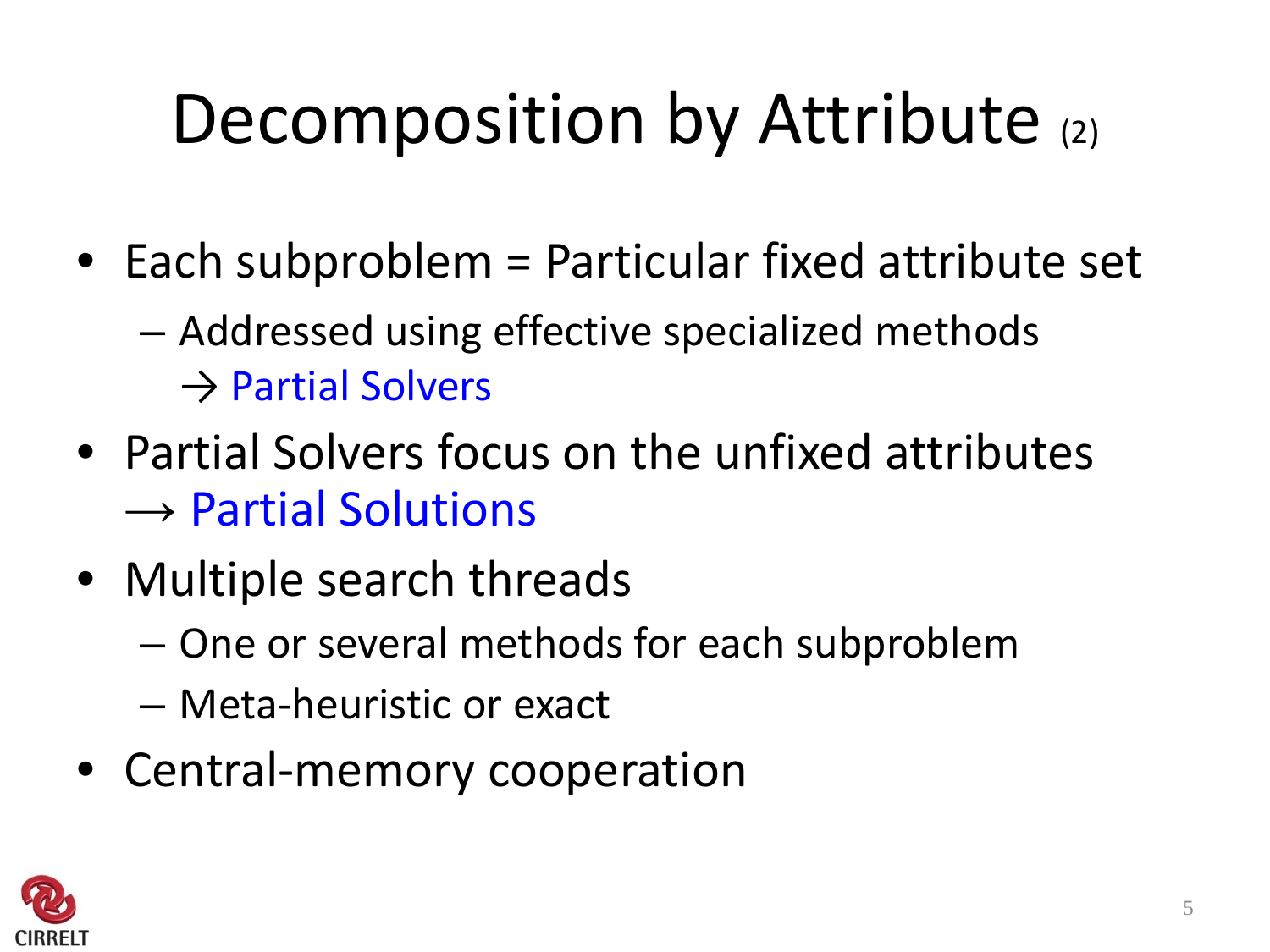# Decomposition by Attribute (2)

- Each subproblem = Particular fixed attribute set
  - Addressed using effective specialized methods
    → Partial Solvers
- Partial Solvers focus on the unfixed attributes
  → Partial Solutions
- Multiple search threads
  - One or several methods for each subproblem
  - Meta-heuristic or exact
- Central-memory cooperation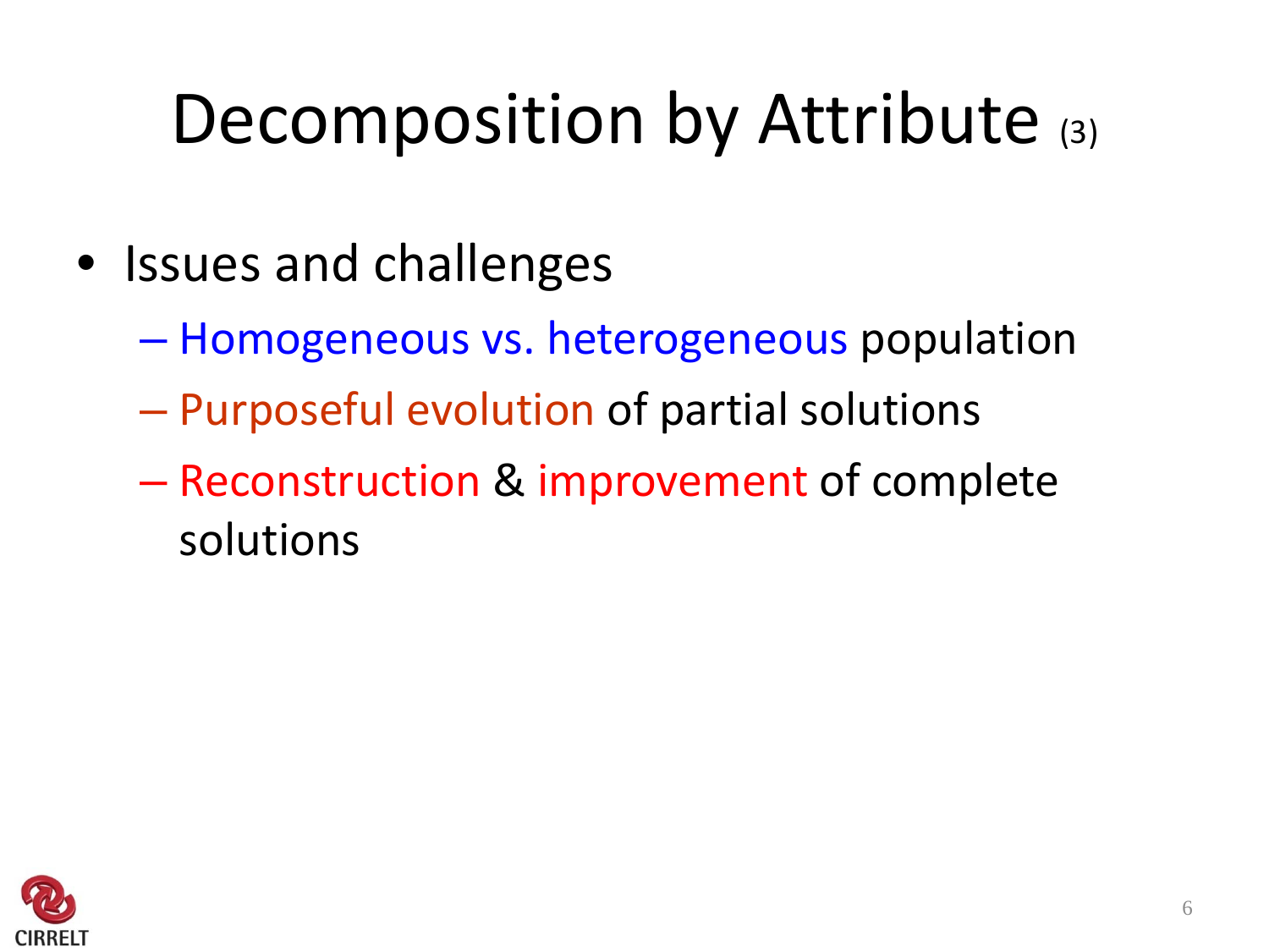# Decomposition by Attribute (3)

- Issues and challenges
  - Homogeneous vs. heterogeneous population
  - Purposeful evolution of partial solutions
  - Reconstruction & improvement of complete solutions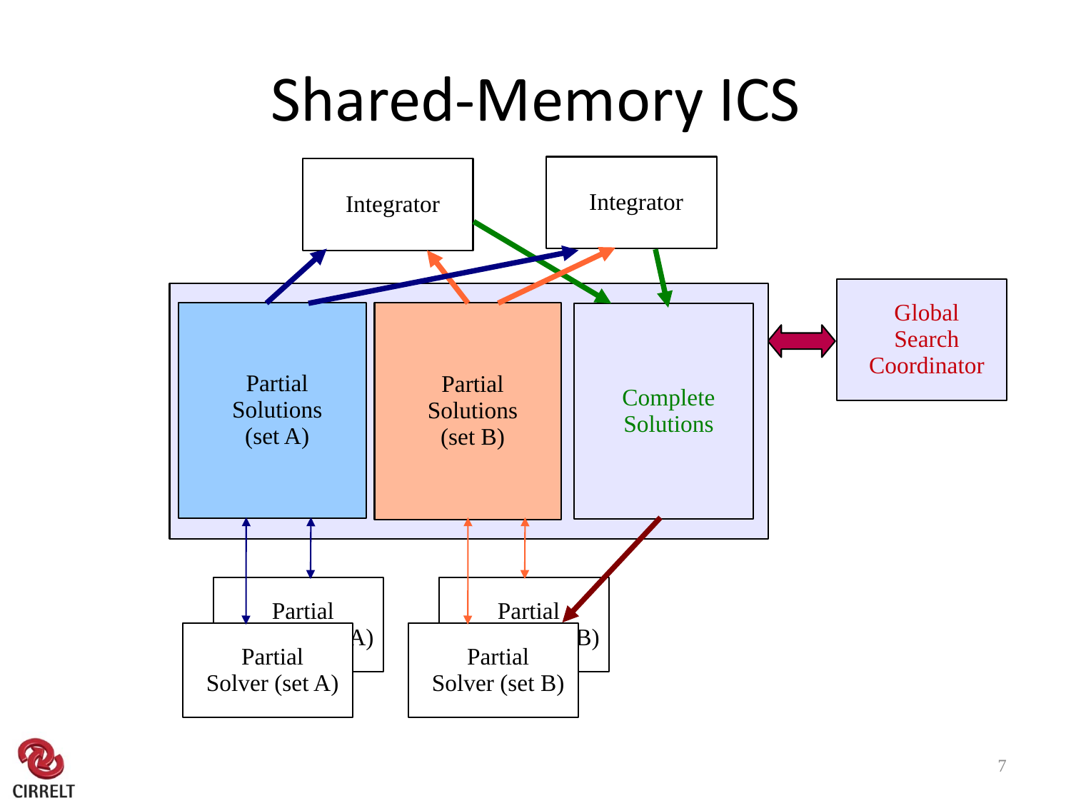# Shared-Memory ICS

Integrator

Integrator

Partial Solutions (set A)

Partial Solutions (set B)

Complete Solutions

Global Search Coordinator

Partial Solver (set A)

Partial Solver (set A)

Partial Solver (set B)

Partial Solver (set B)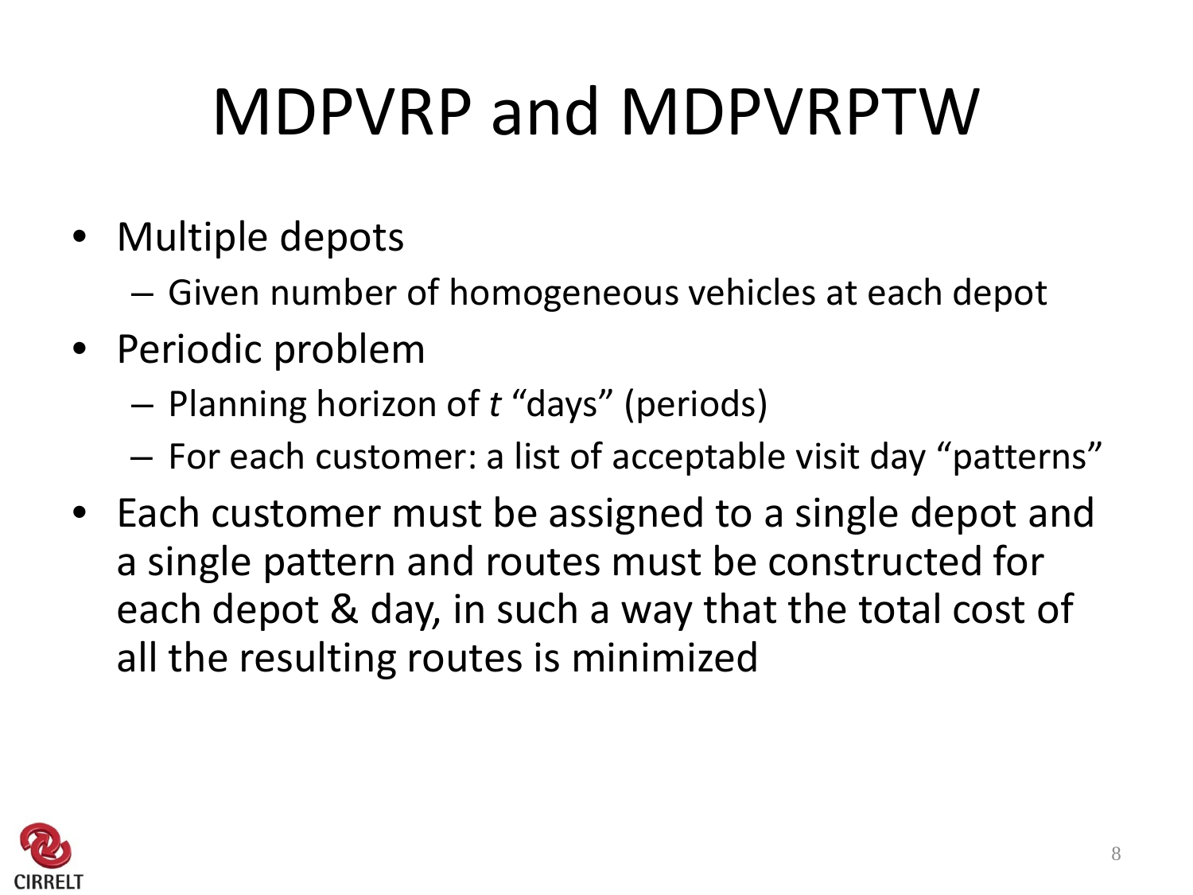# MDPVRP and MDPVRPTW

- Multiple depots
  - Given number of homogeneous vehicles at each depot
- Periodic problem
  - Planning horizon of $t$ "days" (periods)
  - For each customer: a list of acceptable visit day "patterns"
- Each customer must be assigned to a single depot and a single pattern and routes must be constructed for each depot & day, in such a way that the total cost of all the resulting routes is minimized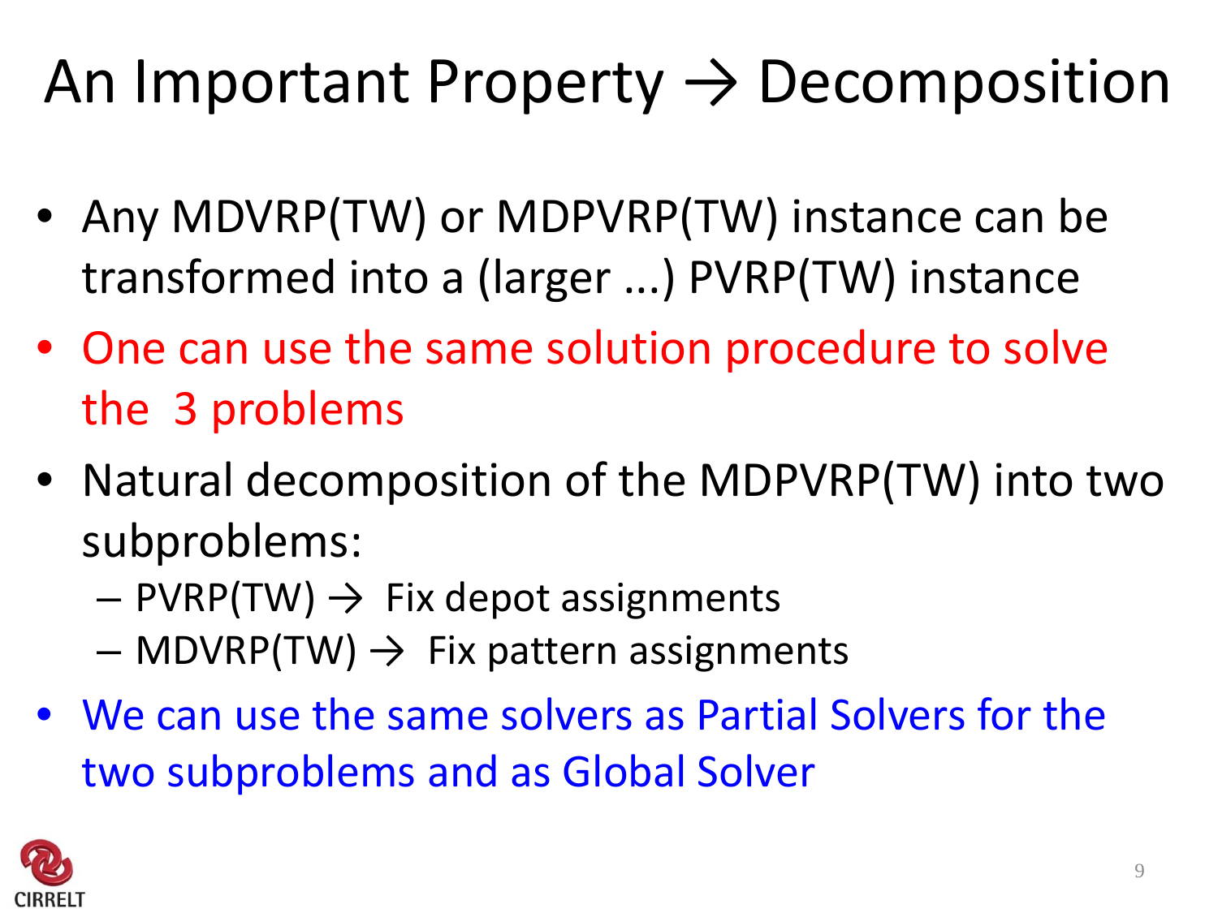# An Important Property → Decomposition

- Any MDVRP(TW) or MDPVRP(TW) instance can be transformed into a (larger ...) PVRP(TW) instance
- One can use the same solution procedure to solve the 3 problems
- Natural decomposition of the MDPVRP(TW) into two subproblems:
  - PVRP(TW) → Fix depot assignments
  - MDVRP(TW) → Fix pattern assignments
- We can use the same solvers as Partial Solvers for the two subproblems and as Global Solver

CIRRELT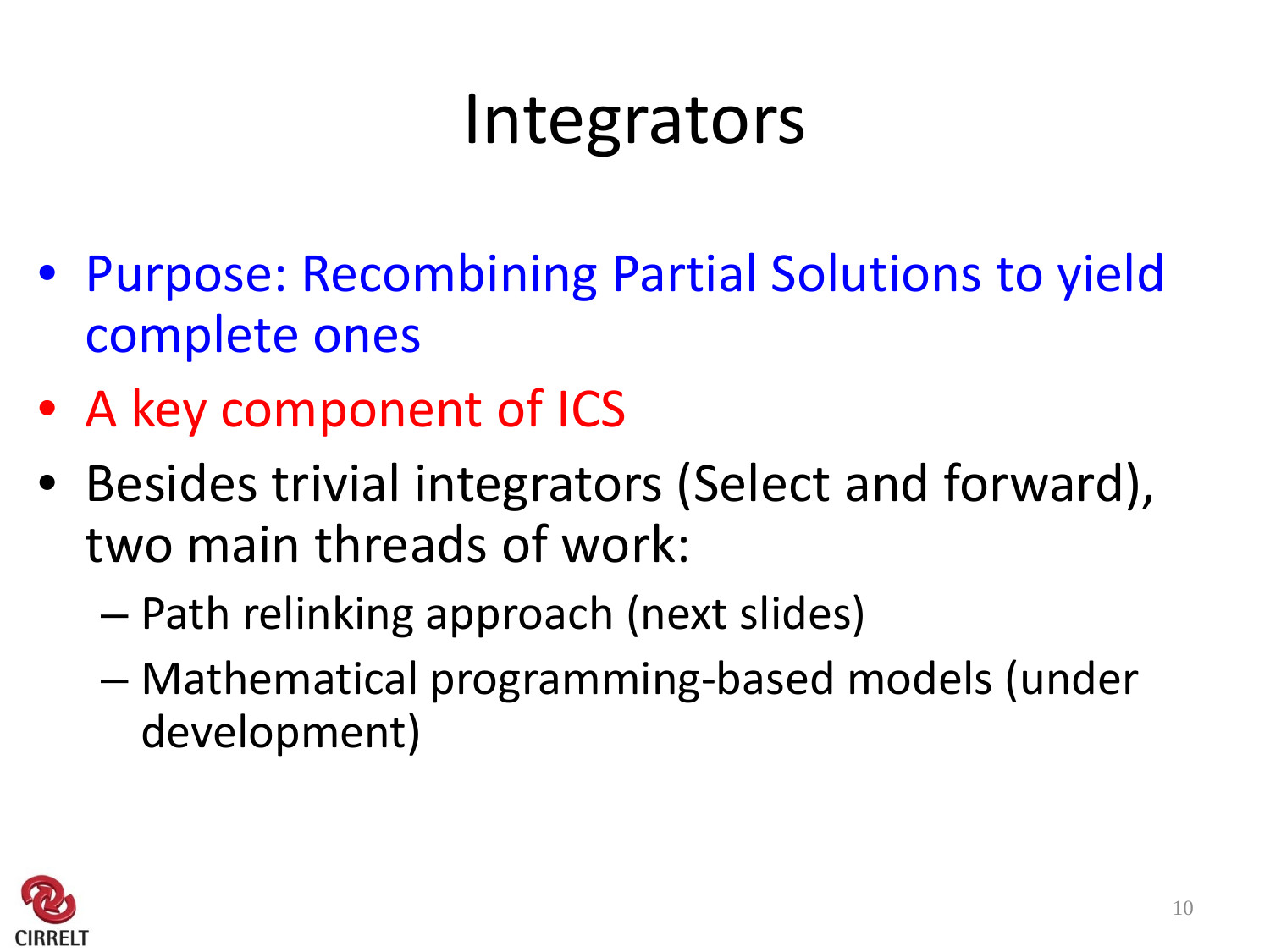# Integrators

- Purpose: Recombining Partial Solutions to yield complete ones
- A key component of ICS
- Besides trivial integrators (Select and forward), two main threads of work:
  - Path relinking approach (next slides)
  - Mathematical programming-based models (under development)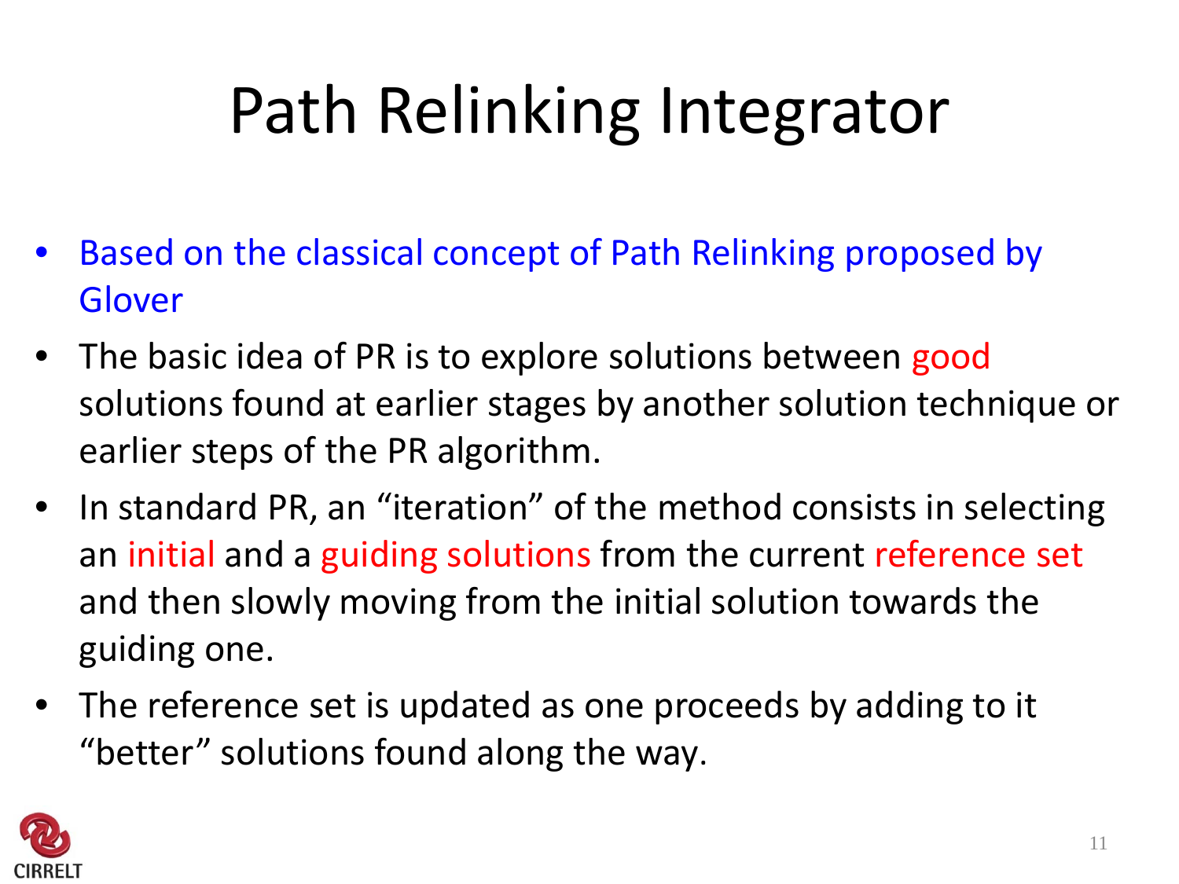# Path Relinking Integrator

- Based on the classical concept of Path Relinking proposed by Glover
- The basic idea of PR is to explore solutions between good solutions found at earlier stages by another solution technique or earlier steps of the PR algorithm.
- In standard PR, an "iteration" of the method consists in selecting an initial and a guiding solutions from the current reference set and then slowly moving from the initial solution towards the guiding one.
- The reference set is updated as one proceeds by adding to it "better" solutions found along the way.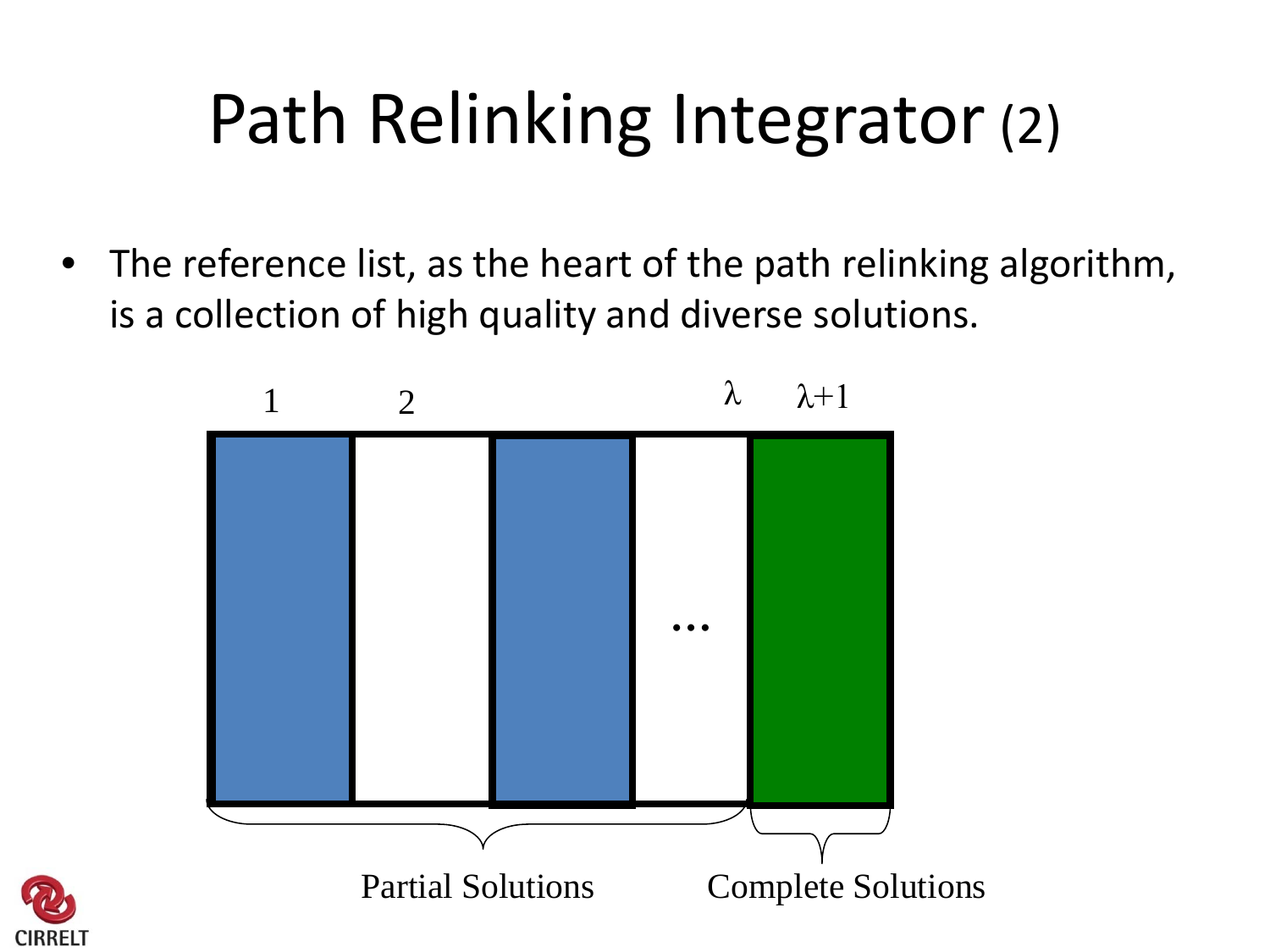# Path Relinking Integrator (2)

- The reference list, as the heart of the path relinking algorithm, is a collection of high quality and diverse solutions.

1 2 $\lambda$ $\lambda$+1

...

Partial Solutions Complete Solutions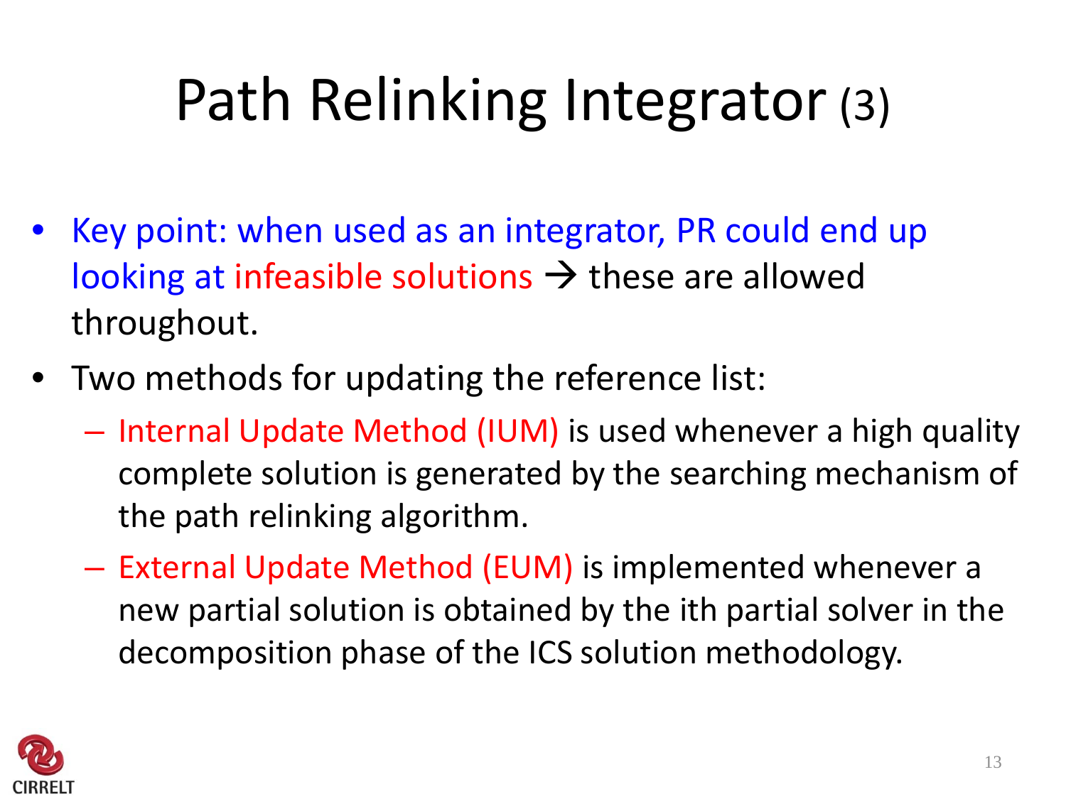# Path Relinking Integrator (3)

- Key point: when used as an integrator, PR could end up looking at infeasible solutions → these are allowed throughout.
- Two methods for updating the reference list:
  - Internal Update Method (IUM) is used whenever a high quality complete solution is generated by the searching mechanism of the path relinking algorithm.
  - External Update Method (EUM) is implemented whenever a new partial solution is obtained by the ith partial solver in the decomposition phase of the ICS solution methodology.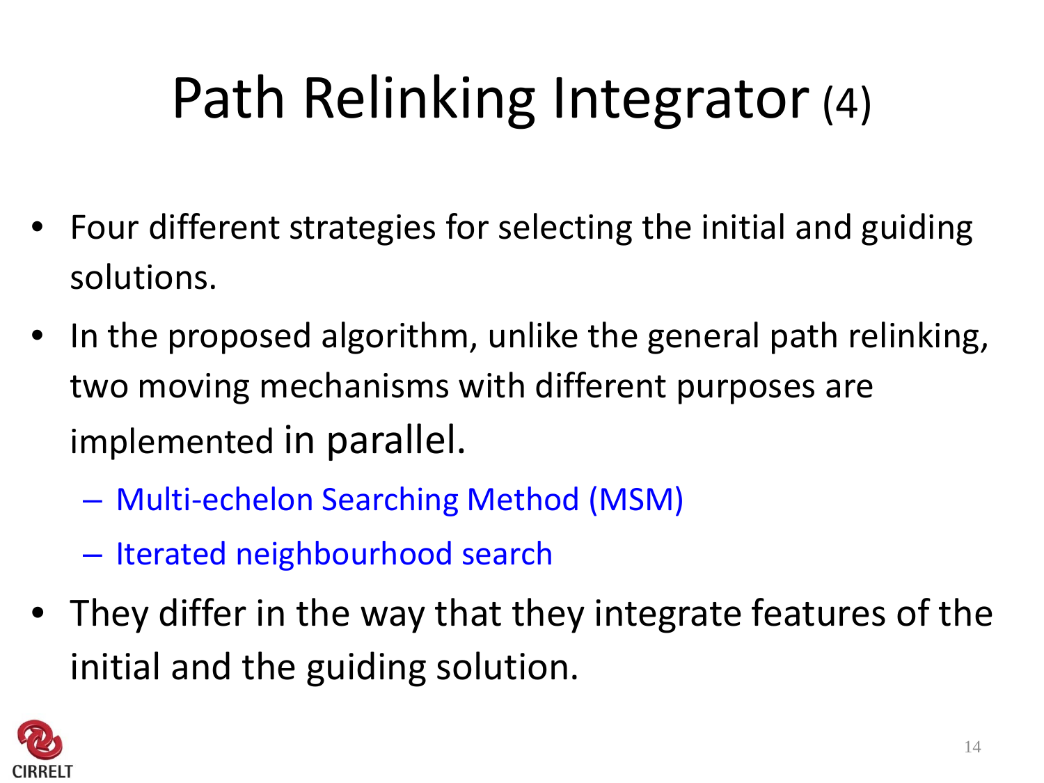# Path Relinking Integrator (4)

- Four different strategies for selecting the initial and guiding solutions.
- In the proposed algorithm, unlike the general path relinking, two moving mechanisms with different purposes are implemented in parallel.
  - Multi-echelon Searching Method (MSM)
  - Iterated neighbourhood search
- They differ in the way that they integrate features of the initial and the guiding solution.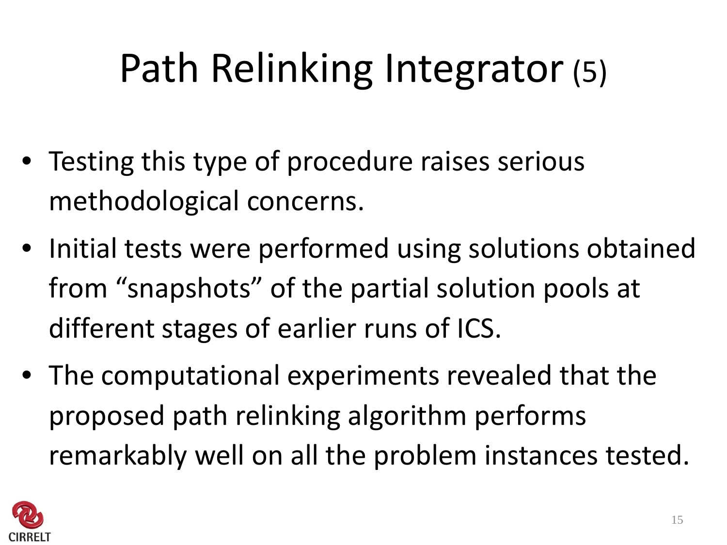# Path Relinking Integrator (5)

- Testing this type of procedure raises serious methodological concerns.
- Initial tests were performed using solutions obtained from "snapshots" of the partial solution pools at different stages of earlier runs of ICS.
- The computational experiments revealed that the proposed path relinking algorithm performs remarkably well on all the problem instances tested.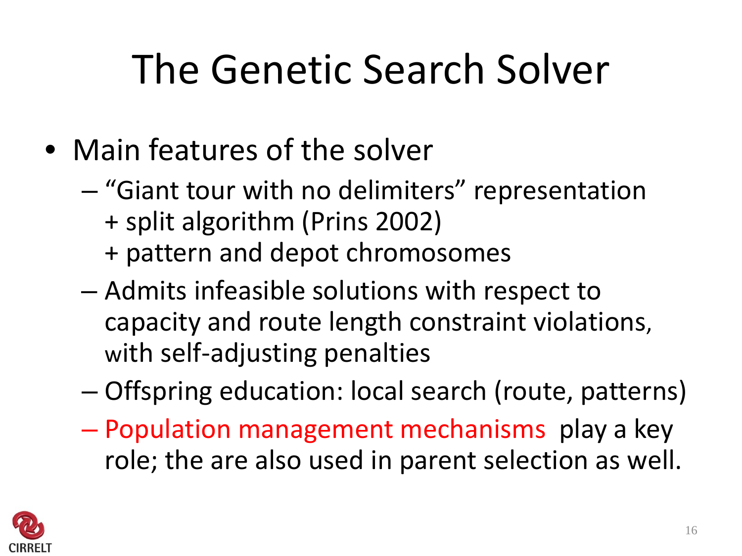# The Genetic Search Solver

- Main features of the solver
  - "Giant tour with no delimiters" representation
    + split algorithm (Prins 2002)
    + pattern and depot chromosomes
  - Admits infeasible solutions with respect to capacity and route length constraint violations, with self-adjusting penalties
  - Offspring education: local search (route, patterns)
  - Population management mechanisms play a key role; the are also used in parent selection as well.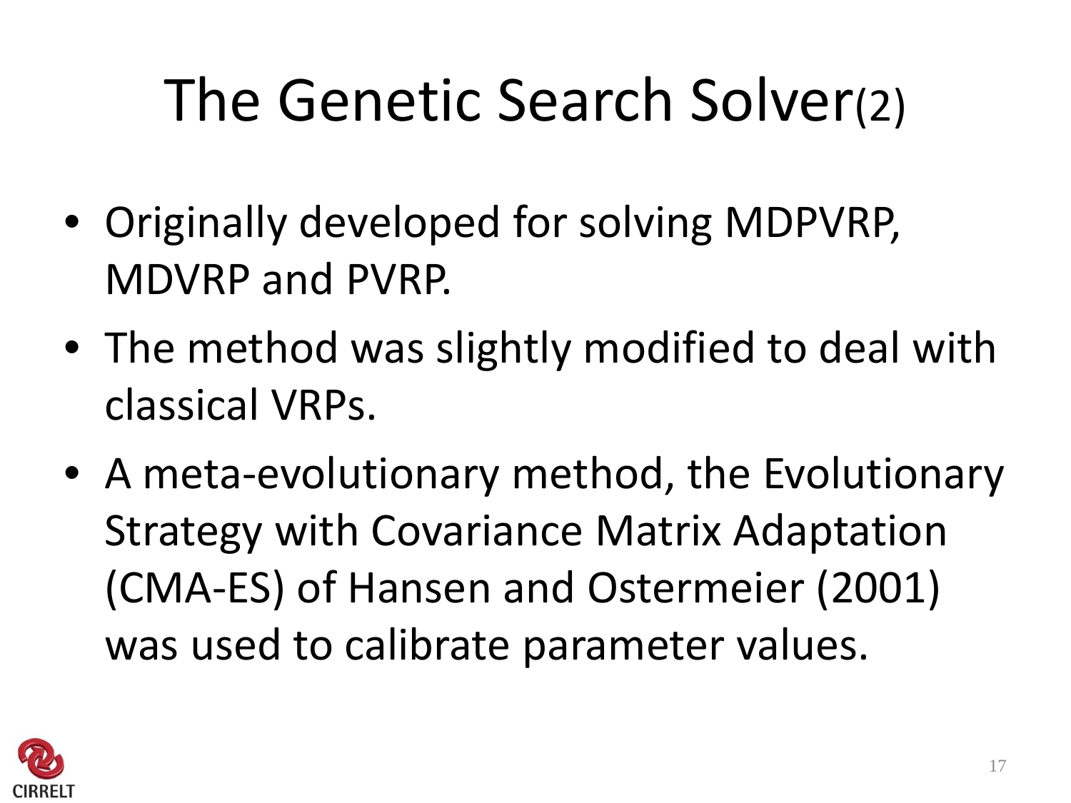# The Genetic Search Solver(2)

- Originally developed for solving MDPVRP, MDVRP and PVRP.
- The method was slightly modified to deal with classical VRPs.
- A meta-evolutionary method, the Evolutionary Strategy with Covariance Matrix Adaptation (CMA-ES) of Hansen and Ostermeier (2001) was used to calibrate parameter values.

CIRRELT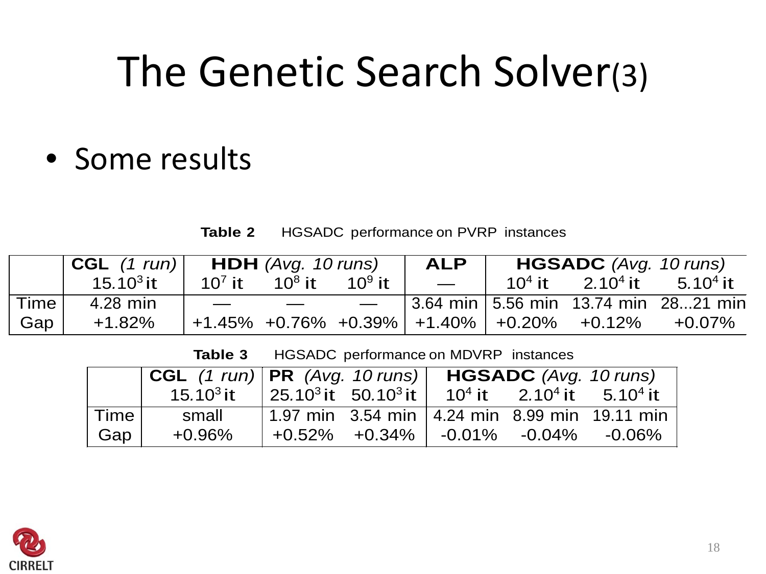# The Genetic Search Solver(3)

- Some results

**Table 2** HGSADC performance on PVRP instances

| | **CGL** *(1 run)* | **HDH** *(Avg. 10 runs)* | | | **ALP** | **HGSADC** *(Avg. 10 runs)* | | |
|---|---|---|---|---|---|---|---|---|
| | $15.10^3$ **it** | $10^7$ **it** | $10^8$ **it** | $10^9$ **it** | — | $10^4$ **it** | $2.10^4$ **it** | $5.10^4$ **it** |
| Time | 4.28 min | — | — | — | 3.64 min | 5.56 min | 13.74 min | 28...21 min |
| Gap | +1.82% | +1.45% | +0.76% | +0.39% | +1.40% | +0.20% | +0.12% | +0.07% |

**Table 3** HGSADC performance on MDVRP instances

| | **CGL** *(1 run)* | **PR** *(Avg. 10 runs)* | | **HGSADC** *(Avg. 10 runs)* | | |
|---|---|---|---|---|---|---|
| | $15.10^3$ **it** | $25.10^3$ **it** | $50.10^3$ **it** | $10^4$ **it** | $2.10^4$ **it** | $5.10^4$ **it** |
| Time | small | 1.97 min | 3.54 min | 4.24 min | 8.99 min | 19.11 min |
| Gap | +0.96% | +0.52% | +0.34% | -0.01% | -0.04% | -0.06% |

CIRRELT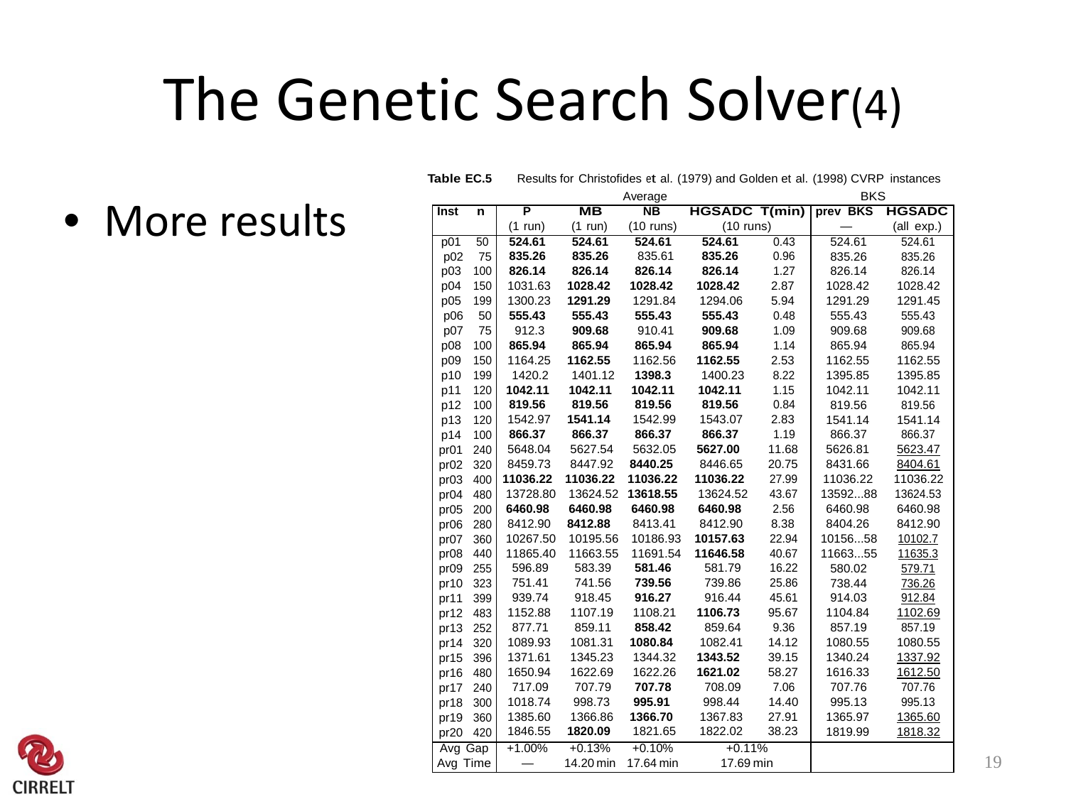# The Genetic Search Solver(4)

- More results

**Table EC.5** Results for Christofides et al. (1979) and Golden et al. (1998) CVRP instances

| Inst | n | P (1 run) | MB (1 run) | NB (10 runs) | HGSADC (10 runs) | T(min) | prev BKS — | HGSADC (all exp.) |
|---|---|---|---|---|---|---|---|---|
| p01 | 50 | **524.61** | **524.61** | **524.61** | **524.61** | 0.43 | 524.61 | 524.61 |
| p02 | 75 | **835.26** | **835.26** | 835.61 | **835.26** | 0.96 | 835.26 | 835.26 |
| p03 | 100 | **826.14** | **826.14** | **826.14** | **826.14** | 1.27 | 826.14 | 826.14 |
| p04 | 150 | 1031.63 | **1028.42** | **1028.42** | **1028.42** | 2.87 | 1028.42 | 1028.42 |
| p05 | 199 | 1300.23 | **1291.29** | 1291.84 | 1294.06 | 5.94 | 1291.29 | 1291.45 |
| p06 | 50 | **555.43** | **555.43** | **555.43** | **555.43** | 0.48 | 555.43 | 555.43 |
| p07 | 75 | 912.3 | **909.68** | 910.41 | **909.68** | 1.09 | 909.68 | 909.68 |
| p08 | 100 | **865.94** | **865.94** | **865.94** | **865.94** | 1.14 | 865.94 | 865.94 |
| p09 | 150 | 1164.25 | **1162.55** | 1162.56 | **1162.55** | 2.53 | 1162.55 | 1162.55 |
| p10 | 199 | 1420.2 | 1401.12 | **1398.3** | 1400.23 | 8.22 | 1395.85 | 1395.85 |
| p11 | 120 | **1042.11** | **1042.11** | **1042.11** | **1042.11** | 1.15 | 1042.11 | 1042.11 |
| p12 | 100 | **819.56** | **819.56** | **819.56** | **819.56** | 0.84 | 819.56 | 819.56 |
| p13 | 120 | 1542.97 | **1541.14** | 1542.99 | 1543.07 | 2.83 | 1541.14 | 1541.14 |
| p14 | 100 | **866.37** | **866.37** | **866.37** | **866.37** | 1.19 | 866.37 | 866.37 |
| pr01 | 240 | 5648.04 | 5627.54 | 5632.05 | **5627.00** | 11.68 | 5626.81 | <u>5623.47</u> |
| pr02 | 320 | 8459.73 | 8447.92 | **8440.25** | 8446.65 | 20.75 | 8431.66 | <u>8404.61</u> |
| pr03 | 400 | **11036.22** | **11036.22** | **11036.22** | **11036.22** | 27.99 | 11036.22 | 11036.22 |
| pr04 | 480 | 13728.80 | 13624.52 | **13618.55** | 13624.52 | 43.67 | 13592...88 | 13624.53 |
| pr05 | 200 | **6460.98** | **6460.98** | **6460.98** | **6460.98** | 2.56 | 6460.98 | 6460.98 |
| pr06 | 280 | 8412.90 | **8412.88** | 8413.41 | 8412.90 | 8.38 | 8404.26 | 8412.90 |
| pr07 | 360 | 10267.50 | 10195.56 | 10186.93 | **10157.63** | 22.94 | 10156...58 | <u>10102.7</u> |
| pr08 | 440 | 11865.40 | 11663.55 | 11691.54 | **11646.58** | 40.67 | 11663...55 | <u>11635.3</u> |
| pr09 | 255 | 596.89 | 583.39 | **581.46** | 581.79 | 16.22 | 580.02 | <u>579.71</u> |
| pr10 | 323 | 751.41 | 741.56 | **739.56** | 739.86 | 25.86 | 738.44 | <u>736.26</u> |
| pr11 | 399 | 939.74 | 918.45 | **916.27** | 916.44 | 45.61 | 914.03 | <u>912.84</u> |
| pr12 | 483 | 1152.88 | 1107.19 | 1108.21 | **1106.73** | 95.67 | 1104.84 | <u>1102.69</u> |
| pr13 | 252 | 877.71 | 859.11 | **858.42** | 859.64 | 9.36 | 857.19 | 857.19 |
| pr14 | 320 | 1089.93 | 1081.31 | **1080.84** | 1082.41 | 14.12 | 1080.55 | 1080.55 |
| pr15 | 396 | 1371.61 | 1345.23 | 1344.32 | **1343.52** | 39.15 | 1340.24 | <u>1337.92</u> |
| pr16 | 480 | 1650.94 | 1622.69 | 1622.26 | **1621.02** | 58.27 | 1616.33 | <u>1612.50</u> |
| pr17 | 240 | 717.09 | 707.79 | **707.78** | 708.09 | 7.06 | 707.76 | 707.76 |
| pr18 | 300 | 1018.74 | 998.73 | **995.91** | 998.44 | 14.40 | 995.13 | 995.13 |
| pr19 | 360 | 1385.60 | 1366.86 | **1366.70** | 1367.83 | 27.91 | 1365.97 | <u>1365.60</u> |
| pr20 | 420 | 1846.55 | **1820.09** | 1821.65 | 1822.02 | 38.23 | 1819.99 | <u>1818.32</u> |
| Avg Gap | | +1.00% | +0.13% | +0.10% | +0.11% | | | |
| Avg Time | | — | 14.20 min | 17.64 min | 17.69 min | | | |

(P, MB, NB, HGSADC, T(min): Average; prev BKS, HGSADC: BKS)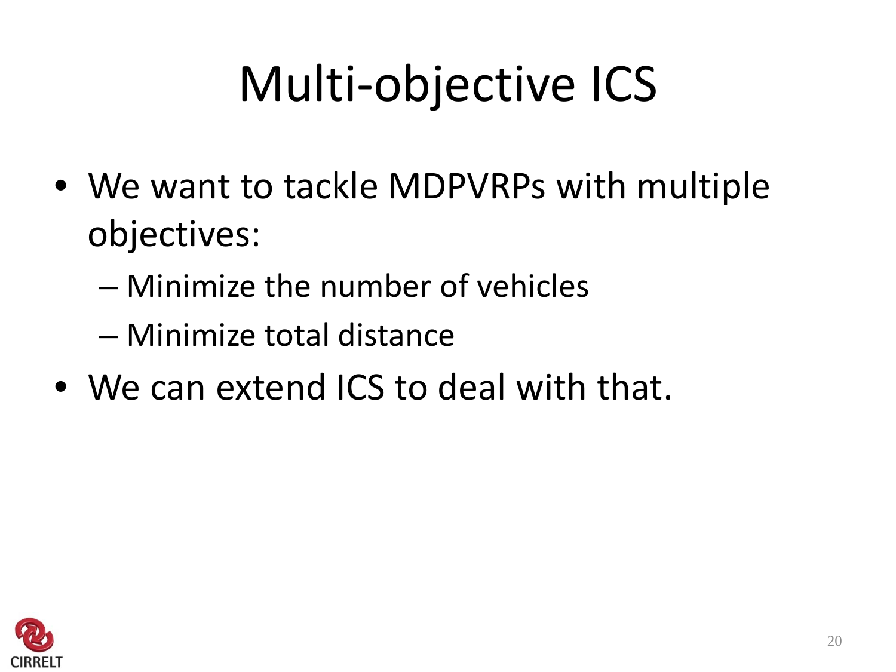# Multi-objective ICS

- We want to tackle MDPVRPs with multiple objectives:
  - Minimize the number of vehicles
  - Minimize total distance
- We can extend ICS to deal with that.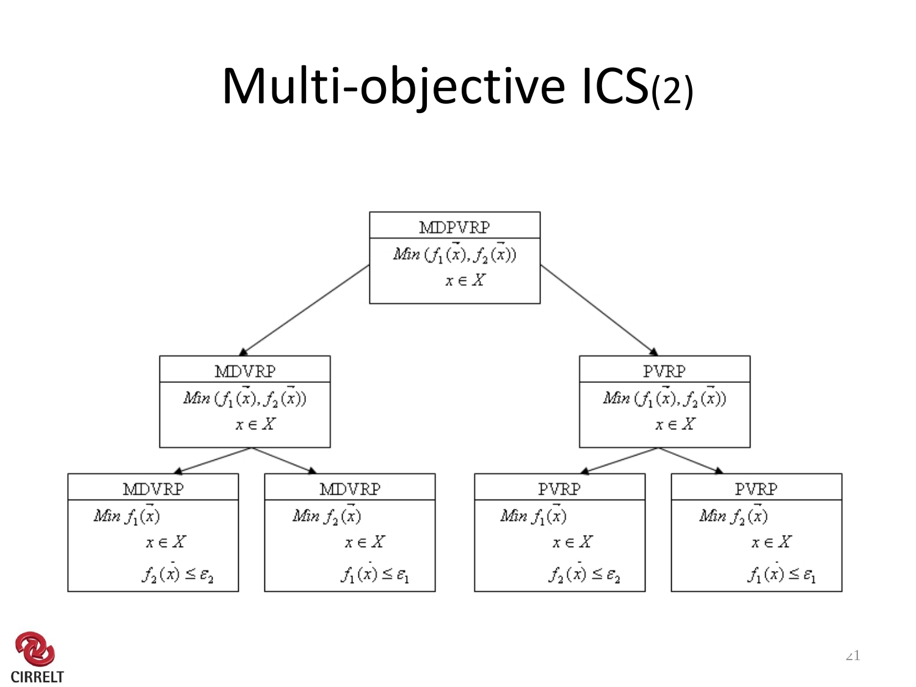# Multi-objective ICS(2)

MDPVRP

$Min\ (f_1(\vec{x}), f_2(\vec{x}))$

$x \in X$

MDVRP

$Min\ (f_1(\vec{x}), f_2(\vec{x}))$

$x \in X$

PVRP

$Min\ (f_1(\vec{x}), f_2(\vec{x}))$

$x \in X$

MDVRP

$Min\ f_1(\vec{x})$

$x \in X$

$f_2(\dot{x}) \leq \varepsilon_2$

MDVRP

$Min\ f_2(\vec{x})$

$x \in X$

$f_1(\dot{x}) \leq \varepsilon_1$

PVRP

$Min\ f_1(\vec{x})$

$x \in X$

$f_2(\dot{x}) \leq \varepsilon_2$

PVRP

$Min\ f_2(\vec{x})$

$x \in X$

$f_1(\dot{x}) \leq \varepsilon_1$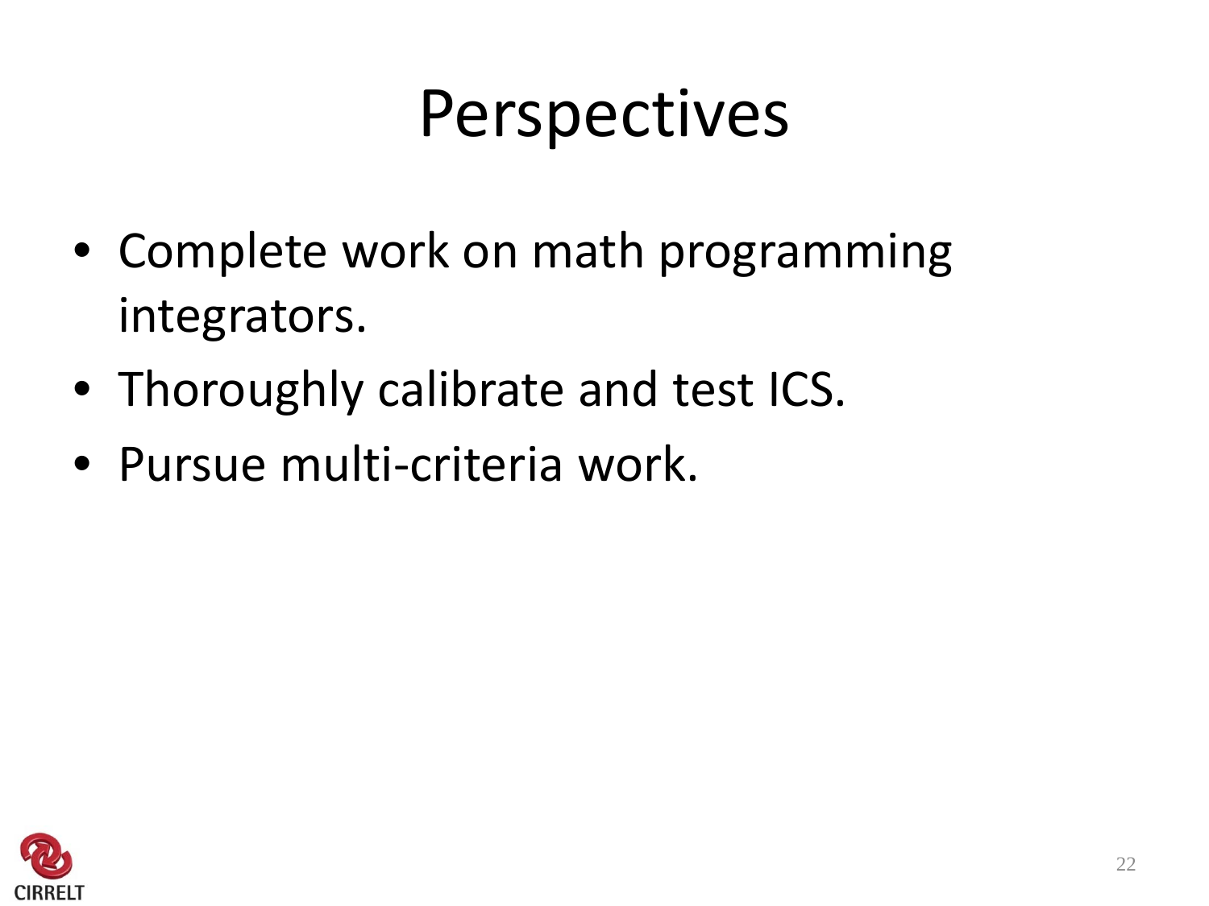# Perspectives

- Complete work on math programming integrators.
- Thoroughly calibrate and test ICS.
- Pursue multi-criteria work.